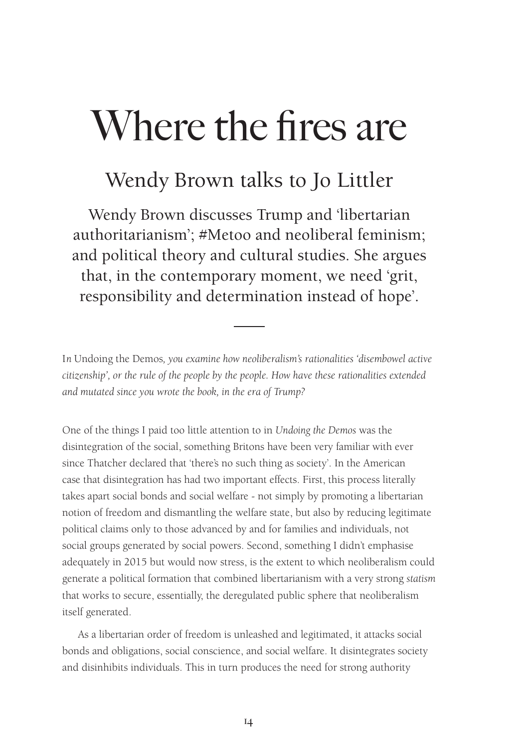# Where the fires are

## Wendy Brown talks to Jo Littler

Wendy Brown discusses Trump and 'libertarian authoritarianism'; #Metoo and neoliberal feminism; and political theory and cultural studies. She argues that, in the contemporary moment, we need 'grit, responsibility and determination instead of hope'.

---

*In* Undoing the Demos*, you examine how neoliberalism's rationalities 'disembowel active citizenship', or the rule of the people by the people. How have these rationalities extended and mutated since you wrote the book, in the era of Trump?*

One of the things I paid too little attention to in *Undoing the Demos* was the disintegration of the social, something Britons have been very familiar with ever since Thatcher declared that 'there's no such thing as society'. In the American case that disintegration has had two important effects. First, this process literally takes apart social bonds and social welfare - not simply by promoting a libertarian notion of freedom and dismantling the welfare state, but also by reducing legitimate political claims only to those advanced by and for families and individuals, not social groups generated by social powers. Second, something I didn't emphasise adequately in 2015 but would now stress, is the extent to which neoliberalism could generate a political formation that combined libertarianism with a very strong *statism* that works to secure, essentially, the deregulated public sphere that neoliberalism itself generated.

As a libertarian order of freedom is unleashed and legitimated, it attacks social bonds and obligations, social conscience, and social welfare. It disintegrates society and disinhibits individuals. This in turn produces the need for strong authority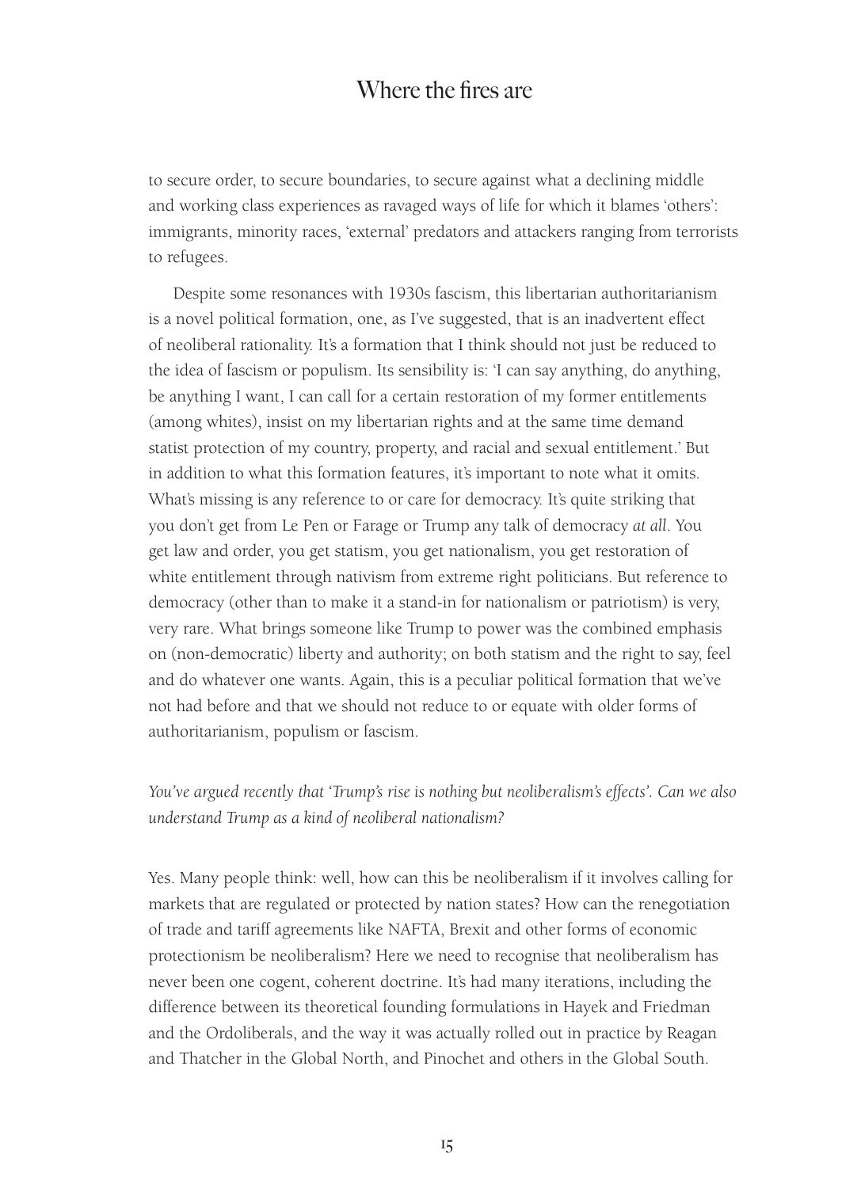to secure order, to secure boundaries, to secure against what a declining middle and working class experiences as ravaged ways of life for which it blames 'others': immigrants, minority races, 'external' predators and attackers ranging from terrorists to refugees.

Despite some resonances with 1930s fascism, this libertarian authoritarianism is a novel political formation, one, as I've suggested, that is an inadvertent effect of neoliberal rationality. It's a formation that I think should not just be reduced to the idea of fascism or populism. Its sensibility is: 'I can say anything, do anything, be anything I want, I can call for a certain restoration of my former entitlements (among whites), insist on my libertarian rights and at the same time demand statist protection of my country, property, and racial and sexual entitlement.' But in addition to what this formation features, it's important to note what it omits. What's missing is any reference to or care for democracy. It's quite striking that you don't get from Le Pen or Farage or Trump any talk of democracy *at all*. You get law and order, you get statism, you get nationalism, you get restoration of white entitlement through nativism from extreme right politicians. But reference to democracy (other than to make it a stand-in for nationalism or patriotism) is very, very rare. What brings someone like Trump to power was the combined emphasis on (non-democratic) liberty and authority; on both statism and the right to say, feel and do whatever one wants. Again, this is a peculiar political formation that we've not had before and that we should not reduce to or equate with older forms of authoritarianism, populism or fascism.

*You've argued recently that 'Trump's rise is nothing but neoliberalism's effects'. Can we also understand Trump as a kind of neoliberal nationalism?*

Yes. Many people think: well, how can this be neoliberalism if it involves calling for markets that are regulated or protected by nation states? How can the renegotiation of trade and tariff agreements like NAFTA, Brexit and other forms of economic protectionism be neoliberalism? Here we need to recognise that neoliberalism has never been one cogent, coherent doctrine. It's had many iterations, including the difference between its theoretical founding formulations in Hayek and Friedman and the Ordoliberals, and the way it was actually rolled out in practice by Reagan and Thatcher in the Global North, and Pinochet and others in the Global South.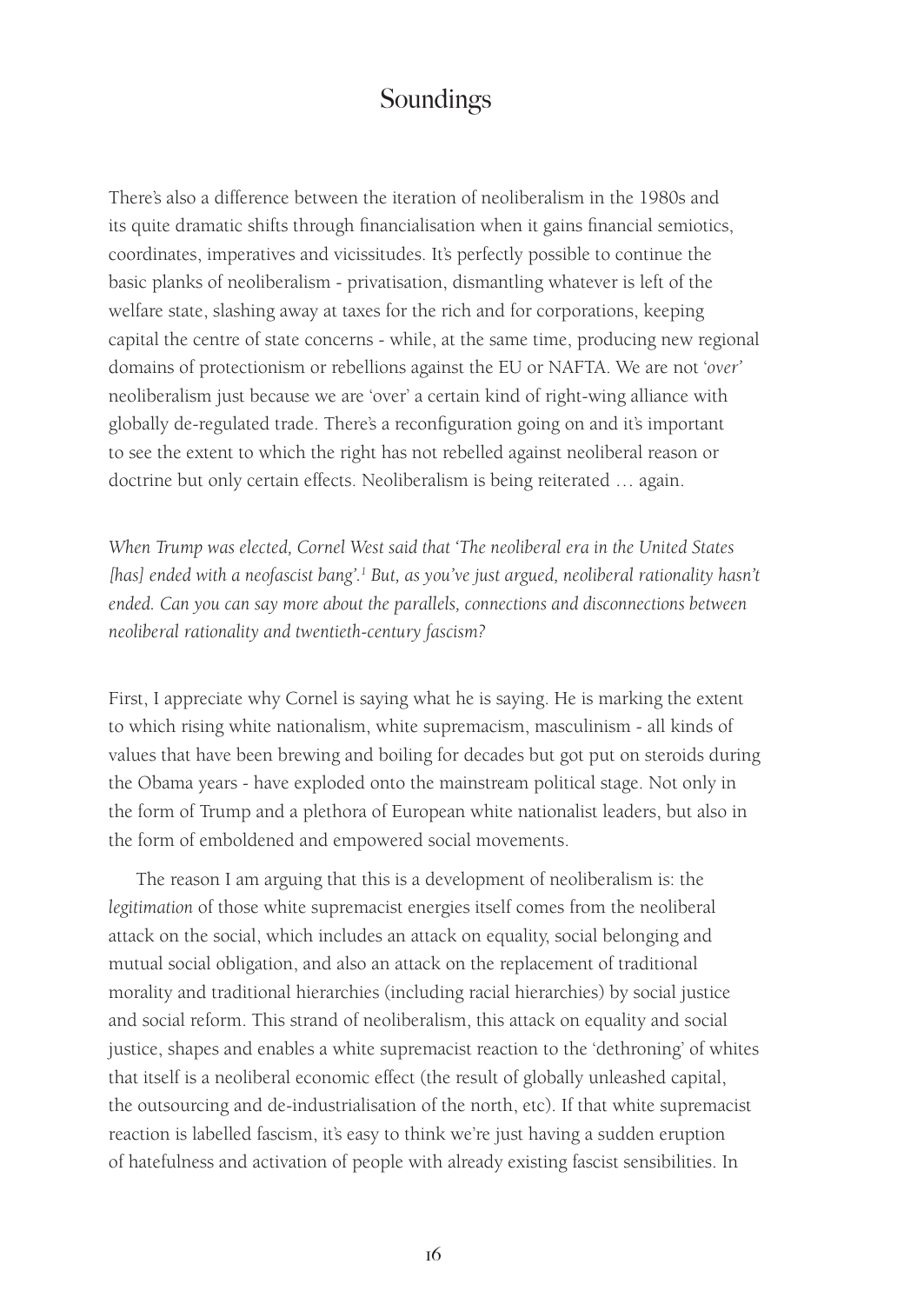There's also a difference between the iteration of neoliberalism in the 1980s and its quite dramatic shifts through financialisation when it gains financial semiotics, coordinates, imperatives and vicissitudes. It's perfectly possible to continue the basic planks of neoliberalism - privatisation, dismantling whatever is left of the welfare state, slashing away at taxes for the rich and for corporations, keeping capital the centre of state concerns - while, at the same time, producing new regional domains of protectionism or rebellions against the EU or NAFTA. We are not *'over'* neoliberalism just because we are 'over' a certain kind of right-wing alliance with globally de-regulated trade. There's a reconfiguration going on and it's important to see the extent to which the right has not rebelled against neoliberal reason or doctrine but only certain effects. Neoliberalism is being reiterated … again.

*When Trump was elected, Cornel West said that 'The neoliberal era in the United States [has] ended with a neofascist bang'.[1] But, as you've just argued, neoliberal rationality hasn't ended. Can you can say more about the parallels, connections and disconnections between neoliberal rationality and twentieth-century fascism?*

First, I appreciate why Cornel is saying what he is saying. He is marking the extent to which rising white nationalism, white supremacism, masculinism - all kinds of values that have been brewing and boiling for decades but got put on steroids during the Obama years - have exploded onto the mainstream political stage. Not only in the form of Trump and a plethora of European white nationalist leaders, but also in the form of emboldened and empowered social movements.

The reason I am arguing that this is a development of neoliberalism is: the *legitimation* of those white supremacist energies itself comes from the neoliberal attack on the social, which includes an attack on equality, social belonging and mutual social obligation, and also an attack on the replacement of traditional morality and traditional hierarchies (including racial hierarchies) by social justice and social reform. This strand of neoliberalism, this attack on equality and social justice, shapes and enables a white supremacist reaction to the 'dethroning' of whites that itself is a neoliberal economic effect (the result of globally unleashed capital, the outsourcing and de-industrialisation of the north, etc). If that white supremacist reaction is labelled fascism, it's easy to think we're just having a sudden eruption of hatefulness and activation of people with already existing fascist sensibilities. In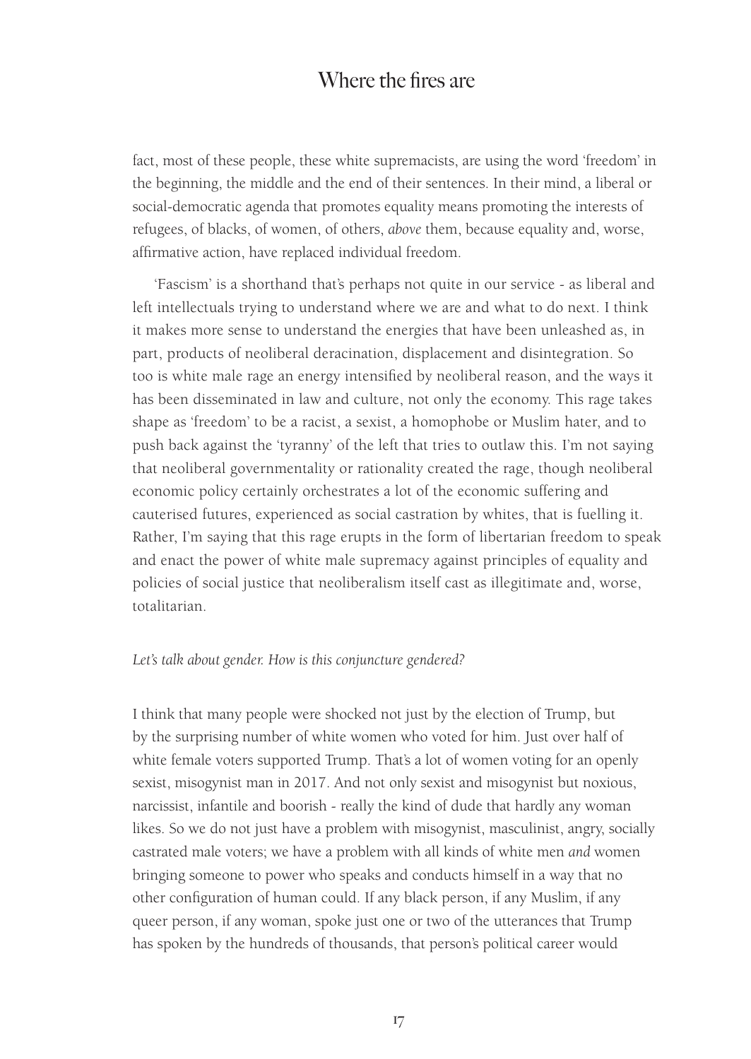fact, most of these people, these white supremacists, are using the word 'freedom' in the beginning, the middle and the end of their sentences. In their mind, a liberal or social-democratic agenda that promotes equality means promoting the interests of refugees, of blacks, of women, of others, *above* them, because equality and, worse, affirmative action, have replaced individual freedom.

'Fascism' is a shorthand that's perhaps not quite in our service - as liberal and left intellectuals trying to understand where we are and what to do next. I think it makes more sense to understand the energies that have been unleashed as, in part, products of neoliberal deracination, displacement and disintegration. So too is white male rage an energy intensified by neoliberal reason, and the ways it has been disseminated in law and culture, not only the economy. This rage takes shape as 'freedom' to be a racist, a sexist, a homophobe or Muslim hater, and to push back against the 'tyranny' of the left that tries to outlaw this. I'm not saying that neoliberal governmentality or rationality created the rage, though neoliberal economic policy certainly orchestrates a lot of the economic suffering and cauterised futures, experienced as social castration by whites, that is fuelling it. Rather, I'm saying that this rage erupts in the form of libertarian freedom to speak and enact the power of white male supremacy against principles of equality and policies of social justice that neoliberalism itself cast as illegitimate and, worse, totalitarian.

*Let's talk about gender. How is this conjuncture gendered?*

I think that many people were shocked not just by the election of Trump, but by the surprising number of white women who voted for him. Just over half of white female voters supported Trump. That's a lot of women voting for an openly sexist, misogynist man in 2017. And not only sexist and misogynist but noxious, narcissist, infantile and boorish - really the kind of dude that hardly any woman likes. So we do not just have a problem with misogynist, masculinist, angry, socially castrated male voters; we have a problem with all kinds of white men *and* women bringing someone to power who speaks and conducts himself in a way that no other configuration of human could. If any black person, if any Muslim, if any queer person, if any woman, spoke just one or two of the utterances that Trump has spoken by the hundreds of thousands, that person's political career would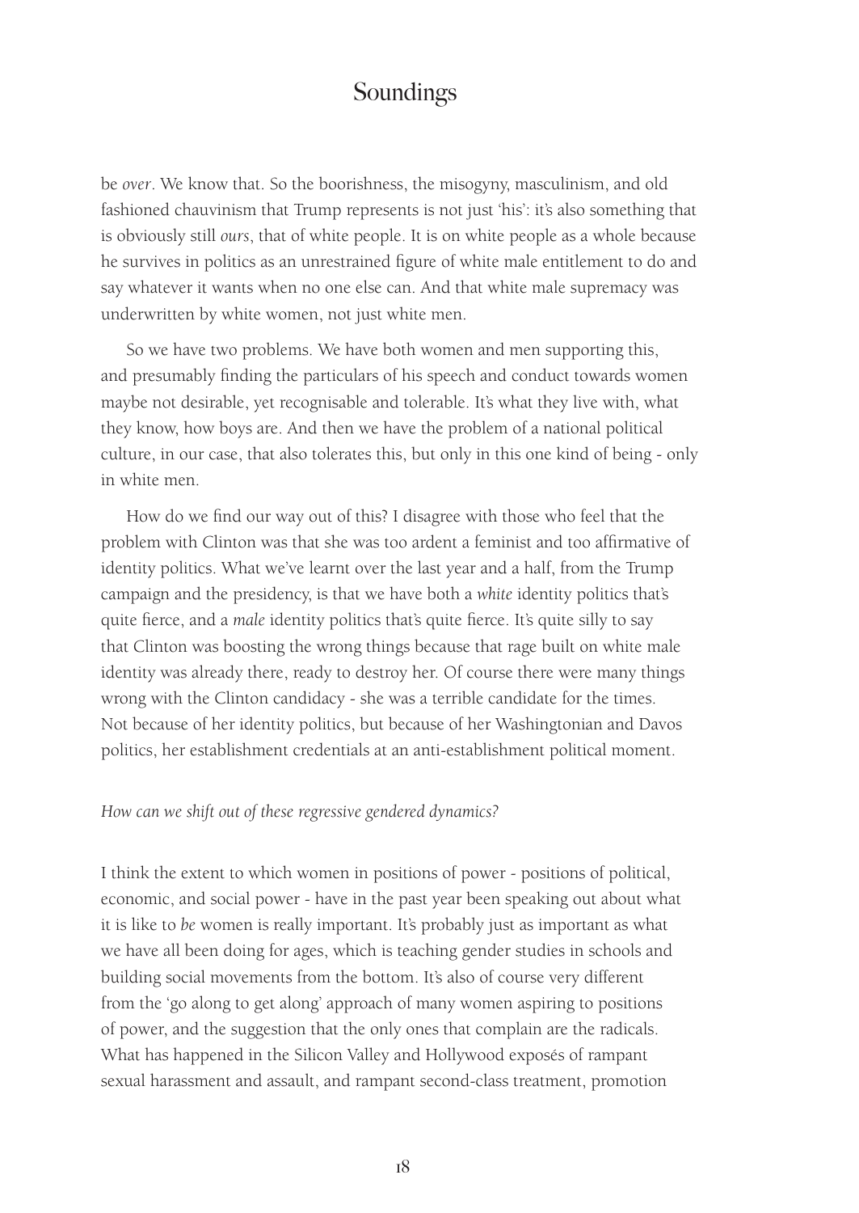be *over*. We know that. So the boorishness, the misogyny, masculinism, and old fashioned chauvinism that Trump represents is not just 'his': it's also something that is obviously still *ours*, that of white people. It is on white people as a whole because he survives in politics as an unrestrained figure of white male entitlement to do and say whatever it wants when no one else can. And that white male supremacy was underwritten by white women, not just white men.

So we have two problems. We have both women and men supporting this, and presumably finding the particulars of his speech and conduct towards women maybe not desirable, yet recognisable and tolerable. It's what they live with, what they know, how boys are. And then we have the problem of a national political culture, in our case, that also tolerates this, but only in this one kind of being - only in white men.

How do we find our way out of this? I disagree with those who feel that the problem with Clinton was that she was too ardent a feminist and too affirmative of identity politics. What we've learnt over the last year and a half, from the Trump campaign and the presidency, is that we have both a *white* identity politics that's quite fierce, and a *male* identity politics that's quite fierce. It's quite silly to say that Clinton was boosting the wrong things because that rage built on white male identity was already there, ready to destroy her. Of course there were many things wrong with the Clinton candidacy - she was a terrible candidate for the times. Not because of her identity politics, but because of her Washingtonian and Davos politics, her establishment credentials at an anti-establishment political moment.

*How can we shift out of these regressive gendered dynamics?*

I think the extent to which women in positions of power - positions of political, economic, and social power - have in the past year been speaking out about what it is like to *be* women is really important. It's probably just as important as what we have all been doing for ages, which is teaching gender studies in schools and building social movements from the bottom. It's also of course very different from the 'go along to get along' approach of many women aspiring to positions of power, and the suggestion that the only ones that complain are the radicals. What has happened in the Silicon Valley and Hollywood exposés of rampant sexual harassment and assault, and rampant second-class treatment, promotion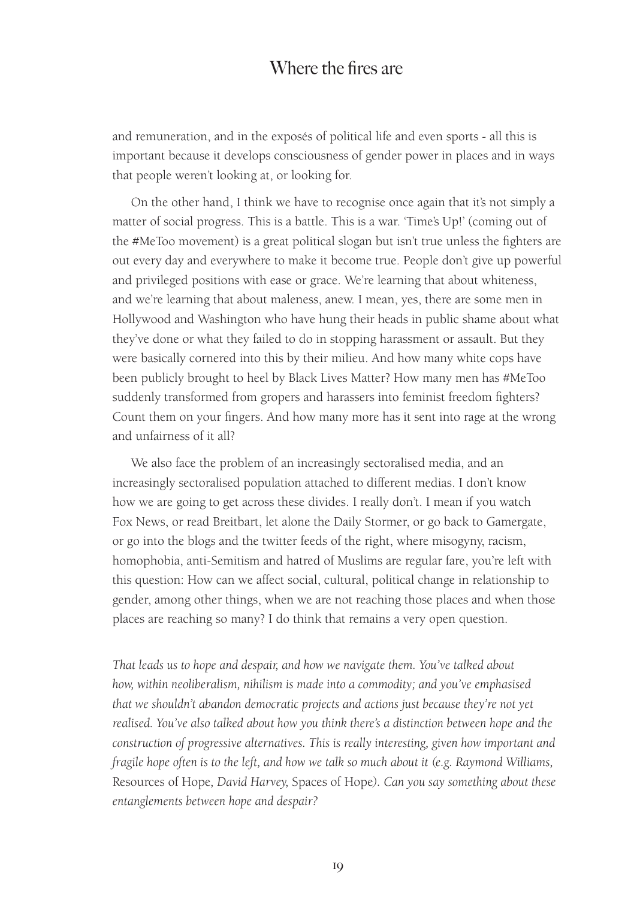and remuneration, and in the exposés of political life and even sports - all this is important because it develops consciousness of gender power in places and in ways that people weren't looking at, or looking for.

On the other hand, I think we have to recognise once again that it's not simply a matter of social progress. This is a battle. This is a war. 'Time's Up!' (coming out of the #MeToo movement) is a great political slogan but isn't true unless the fighters are out every day and everywhere to make it become true. People don't give up powerful and privileged positions with ease or grace. We're learning that about whiteness, and we're learning that about maleness, anew. I mean, yes, there are some men in Hollywood and Washington who have hung their heads in public shame about what they've done or what they failed to do in stopping harassment or assault. But they were basically cornered into this by their milieu. And how many white cops have been publicly brought to heel by Black Lives Matter? How many men has #MeToo suddenly transformed from gropers and harassers into feminist freedom fighters? Count them on your fingers. And how many more has it sent into rage at the wrong and unfairness of it all?

We also face the problem of an increasingly sectoralised media, and an increasingly sectoralised population attached to different medias. I don't know how we are going to get across these divides. I really don't. I mean if you watch Fox News, or read Breitbart, let alone the Daily Stormer, or go back to Gamergate, or go into the blogs and the twitter feeds of the right, where misogyny, racism, homophobia, anti-Semitism and hatred of Muslims are regular fare, you're left with this question: How can we affect social, cultural, political change in relationship to gender, among other things, when we are not reaching those places and when those places are reaching so many? I do think that remains a very open question.

*That leads us to hope and despair, and how we navigate them. You've talked about how, within neoliberalism, nihilism is made into a commodity; and you've emphasised that we shouldn't abandon democratic projects and actions just because they're not yet realised. You've also talked about how you think there's a distinction between hope and the construction of progressive alternatives. This is really interesting, given how important and fragile hope often is to the left, and how we talk so much about it (e.g. Raymond Williams,* Resources of Hope*, David Harvey,* Spaces of Hope*). Can you say something about these entanglements between hope and despair?*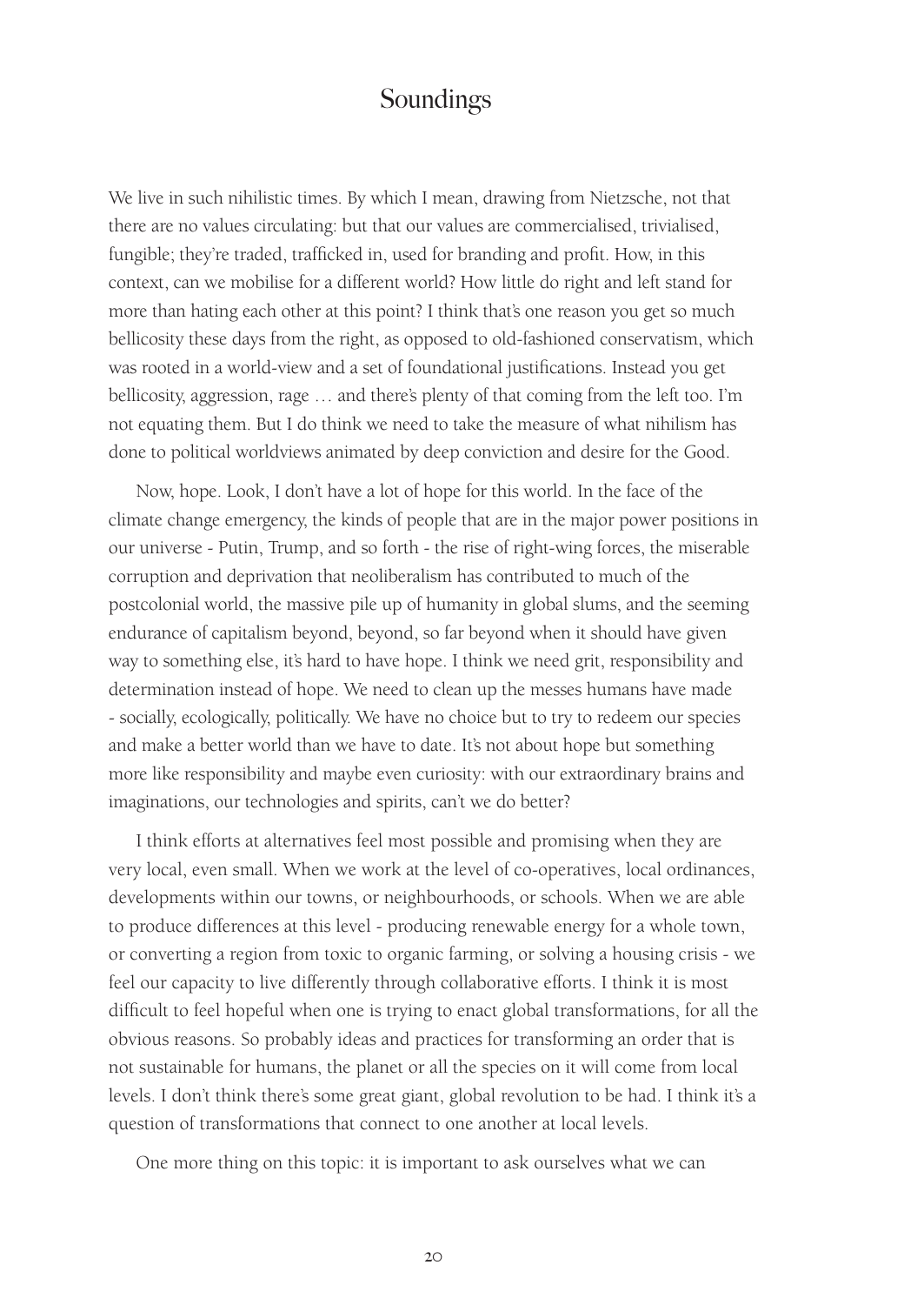We live in such nihilistic times. By which I mean, drawing from Nietzsche, not that there are no values circulating: but that our values are commercialised, trivialised, fungible; they're traded, trafficked in, used for branding and profit. How, in this context, can we mobilise for a different world? How little do right and left stand for more than hating each other at this point? I think that's one reason you get so much bellicosity these days from the right, as opposed to old-fashioned conservatism, which was rooted in a world-view and a set of foundational justifications. Instead you get bellicosity, aggression, rage … and there's plenty of that coming from the left too. I'm not equating them. But I do think we need to take the measure of what nihilism has done to political worldviews animated by deep conviction and desire for the Good.

Now, hope. Look, I don't have a lot of hope for this world. In the face of the climate change emergency, the kinds of people that are in the major power positions in our universe - Putin, Trump, and so forth - the rise of right-wing forces, the miserable corruption and deprivation that neoliberalism has contributed to much of the postcolonial world, the massive pile up of humanity in global slums, and the seeming endurance of capitalism beyond, beyond, so far beyond when it should have given way to something else, it's hard to have hope. I think we need grit, responsibility and determination instead of hope. We need to clean up the messes humans have made - socially, ecologically, politically. We have no choice but to try to redeem our species and make a better world than we have to date. It's not about hope but something more like responsibility and maybe even curiosity: with our extraordinary brains and imaginations, our technologies and spirits, can't we do better?

I think efforts at alternatives feel most possible and promising when they are very local, even small. When we work at the level of co-operatives, local ordinances, developments within our towns, or neighbourhoods, or schools. When we are able to produce differences at this level - producing renewable energy for a whole town, or converting a region from toxic to organic farming, or solving a housing crisis - we feel our capacity to live differently through collaborative efforts. I think it is most difficult to feel hopeful when one is trying to enact global transformations, for all the obvious reasons. So probably ideas and practices for transforming an order that is not sustainable for humans, the planet or all the species on it will come from local levels. I don't think there's some great giant, global revolution to be had. I think it's a question of transformations that connect to one another at local levels.

One more thing on this topic: it is important to ask ourselves what we can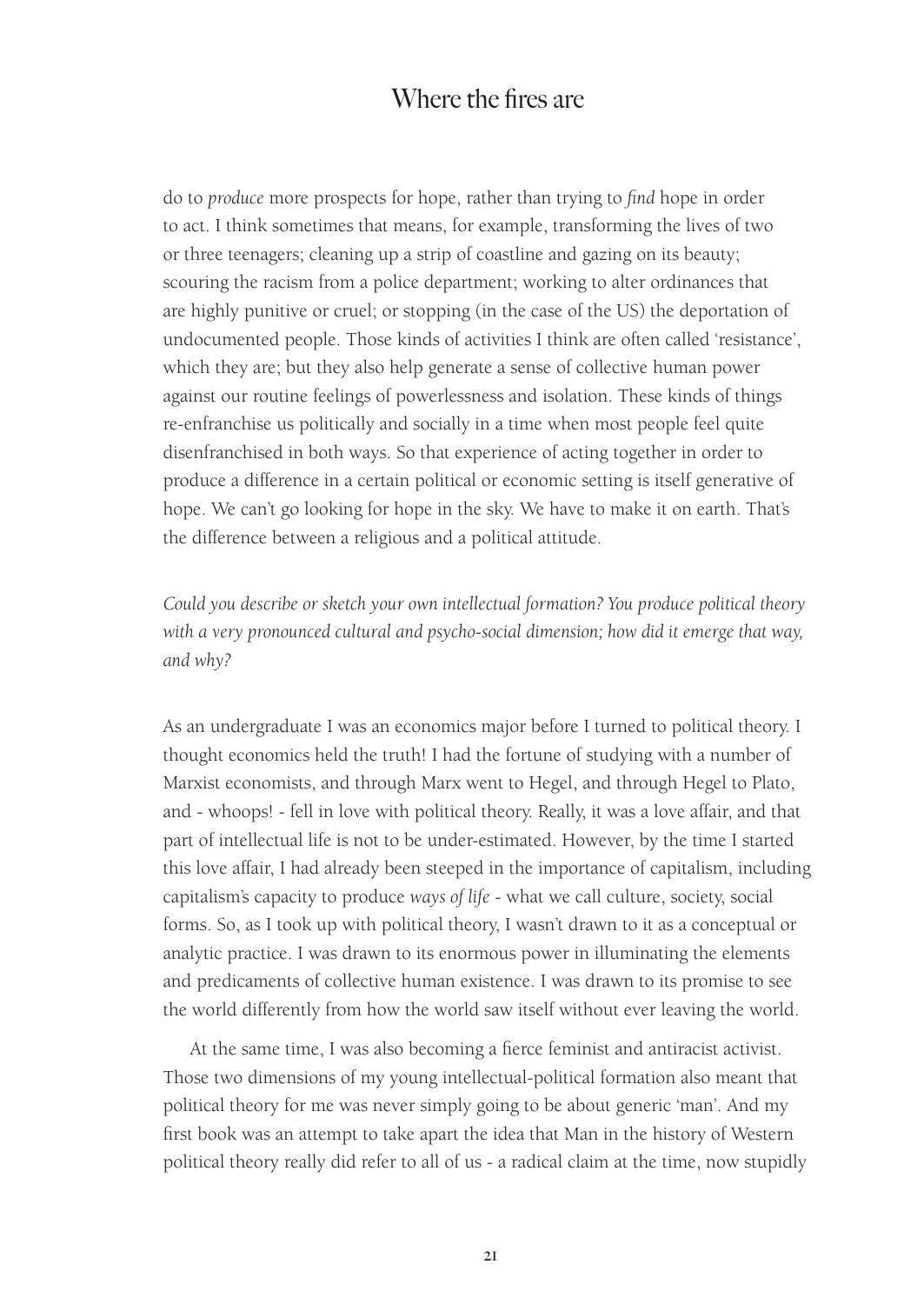do to *produce* more prospects for hope, rather than trying to *find* hope in order to act. I think sometimes that means, for example, transforming the lives of two or three teenagers; cleaning up a strip of coastline and gazing on its beauty; scouring the racism from a police department; working to alter ordinances that are highly punitive or cruel; or stopping (in the case of the US) the deportation of undocumented people. Those kinds of activities I think are often called 'resistance', which they are; but they also help generate a sense of collective human power against our routine feelings of powerlessness and isolation. These kinds of things re-enfranchise us politically and socially in a time when most people feel quite disenfranchised in both ways. So that experience of acting together in order to produce a difference in a certain political or economic setting is itself generative of hope. We can't go looking for hope in the sky. We have to make it on earth. That's the difference between a religious and a political attitude.

*Could you describe or sketch your own intellectual formation? You produce political theory with a very pronounced cultural and psycho-social dimension; how did it emerge that way, and why?*

As an undergraduate I was an economics major before I turned to political theory. I thought economics held the truth! I had the fortune of studying with a number of Marxist economists, and through Marx went to Hegel, and through Hegel to Plato, and - whoops! - fell in love with political theory. Really, it was a love affair, and that part of intellectual life is not to be under-estimated. However, by the time I started this love affair, I had already been steeped in the importance of capitalism, including capitalism's capacity to produce *ways of life* - what we call culture, society, social forms. So, as I took up with political theory, I wasn't drawn to it as a conceptual or analytic practice. I was drawn to its enormous power in illuminating the elements and predicaments of collective human existence. I was drawn to its promise to see the world differently from how the world saw itself without ever leaving the world.

At the same time, I was also becoming a fierce feminist and antiracist activist. Those two dimensions of my young intellectual-political formation also meant that political theory for me was never simply going to be about generic 'man'. And my first book was an attempt to take apart the idea that Man in the history of Western political theory really did refer to all of us - a radical claim at the time, now stupidly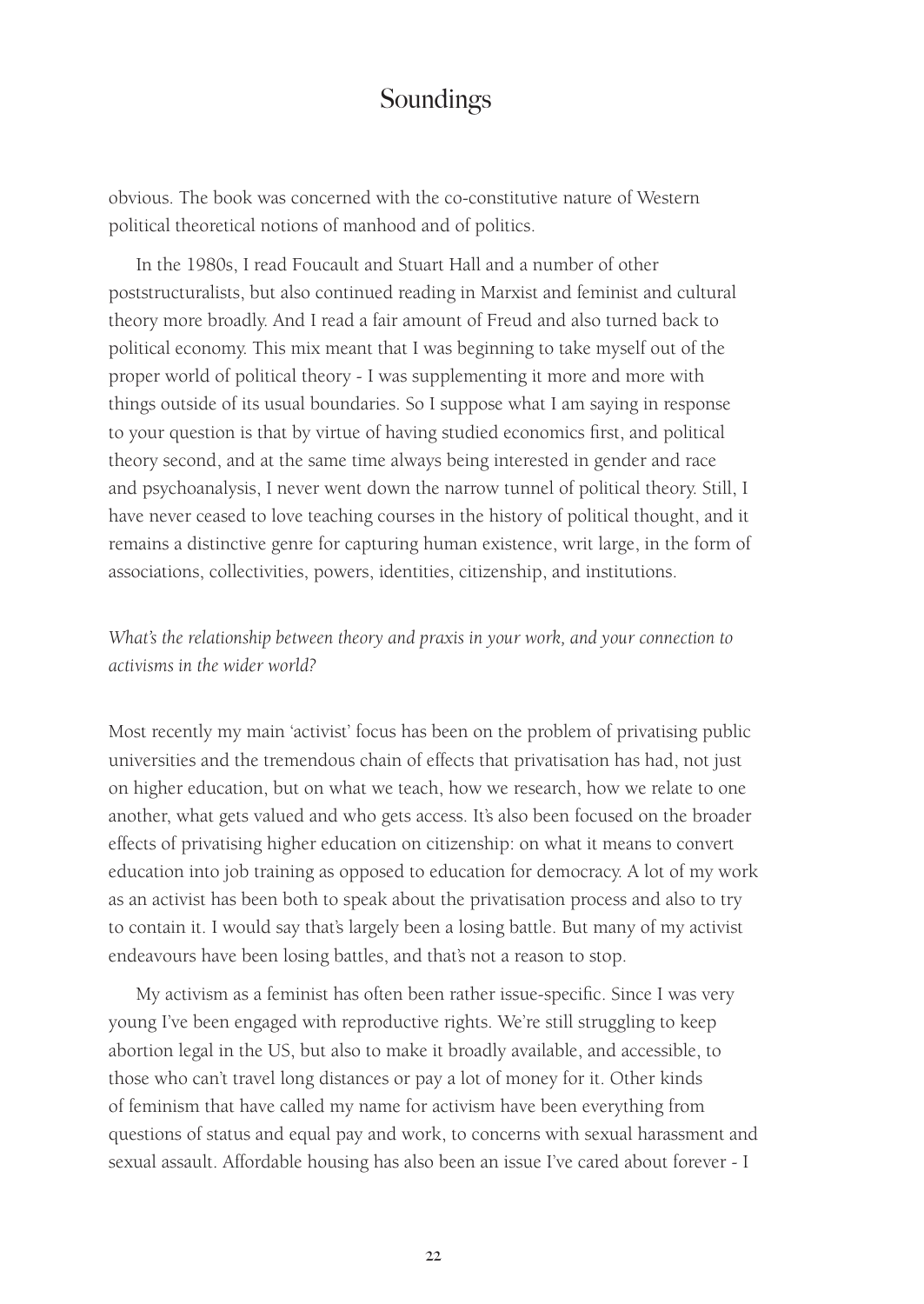obvious. The book was concerned with the co-constitutive nature of Western political theoretical notions of manhood and of politics.

In the 1980s, I read Foucault and Stuart Hall and a number of other poststructuralists, but also continued reading in Marxist and feminist and cultural theory more broadly. And I read a fair amount of Freud and also turned back to political economy. This mix meant that I was beginning to take myself out of the proper world of political theory - I was supplementing it more and more with things outside of its usual boundaries. So I suppose what I am saying in response to your question is that by virtue of having studied economics first, and political theory second, and at the same time always being interested in gender and race and psychoanalysis, I never went down the narrow tunnel of political theory. Still, I have never ceased to love teaching courses in the history of political thought, and it remains a distinctive genre for capturing human existence, writ large, in the form of associations, collectivities, powers, identities, citizenship, and institutions.

*What's the relationship between theory and praxis in your work, and your connection to activisms in the wider world?*

Most recently my main 'activist' focus has been on the problem of privatising public universities and the tremendous chain of effects that privatisation has had, not just on higher education, but on what we teach, how we research, how we relate to one another, what gets valued and who gets access. It's also been focused on the broader effects of privatising higher education on citizenship: on what it means to convert education into job training as opposed to education for democracy. A lot of my work as an activist has been both to speak about the privatisation process and also to try to contain it. I would say that's largely been a losing battle. But many of my activist endeavours have been losing battles, and that's not a reason to stop.

My activism as a feminist has often been rather issue-specific. Since I was very young I've been engaged with reproductive rights. We're still struggling to keep abortion legal in the US, but also to make it broadly available, and accessible, to those who can't travel long distances or pay a lot of money for it. Other kinds of feminism that have called my name for activism have been everything from questions of status and equal pay and work, to concerns with sexual harassment and sexual assault. Affordable housing has also been an issue I've cared about forever - I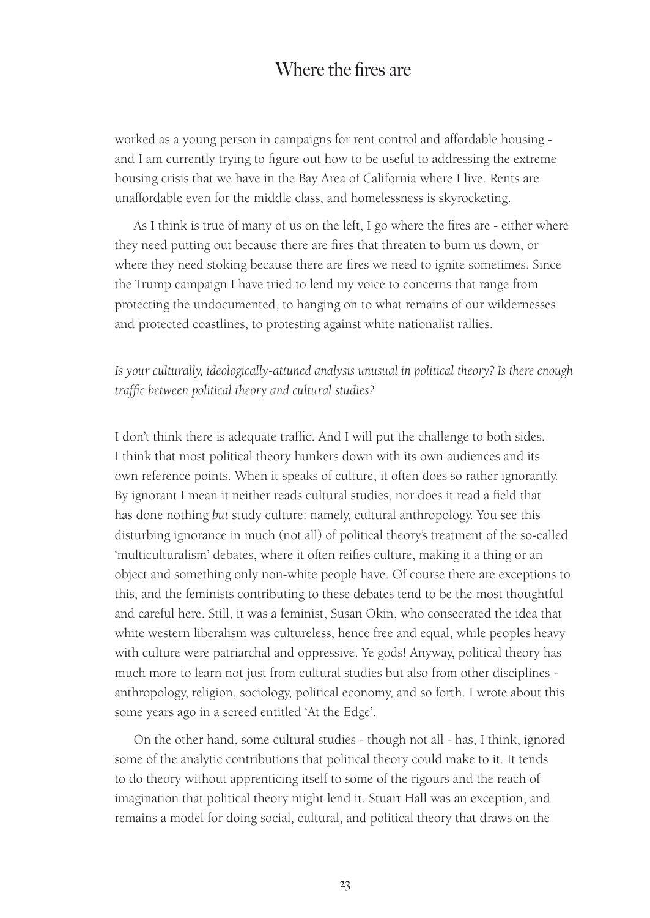worked as a young person in campaigns for rent control and affordable housing - and I am currently trying to figure out how to be useful to addressing the extreme housing crisis that we have in the Bay Area of California where I live. Rents are unaffordable even for the middle class, and homelessness is skyrocketing.

As I think is true of many of us on the left, I go where the fires are - either where they need putting out because there are fires that threaten to burn us down, or where they need stoking because there are fires we need to ignite sometimes. Since the Trump campaign I have tried to lend my voice to concerns that range from protecting the undocumented, to hanging on to what remains of our wildernesses and protected coastlines, to protesting against white nationalist rallies.

*Is your culturally, ideologically-attuned analysis unusual in political theory? Is there enough traffic between political theory and cultural studies?*

I don't think there is adequate traffic. And I will put the challenge to both sides. I think that most political theory hunkers down with its own audiences and its own reference points. When it speaks of culture, it often does so rather ignorantly. By ignorant I mean it neither reads cultural studies, nor does it read a field that has done nothing *but* study culture: namely, cultural anthropology. You see this disturbing ignorance in much (not all) of political theory's treatment of the so-called 'multiculturalism' debates, where it often reifies culture, making it a thing or an object and something only non-white people have. Of course there are exceptions to this, and the feminists contributing to these debates tend to be the most thoughtful and careful here. Still, it was a feminist, Susan Okin, who consecrated the idea that white western liberalism was cultureless, hence free and equal, while peoples heavy with culture were patriarchal and oppressive. Ye gods! Anyway, political theory has much more to learn not just from cultural studies but also from other disciplines - anthropology, religion, sociology, political economy, and so forth. I wrote about this some years ago in a screed entitled 'At the Edge'.

On the other hand, some cultural studies - though not all - has, I think, ignored some of the analytic contributions that political theory could make to it. It tends to do theory without apprenticing itself to some of the rigours and the reach of imagination that political theory might lend it. Stuart Hall was an exception, and remains a model for doing social, cultural, and political theory that draws on the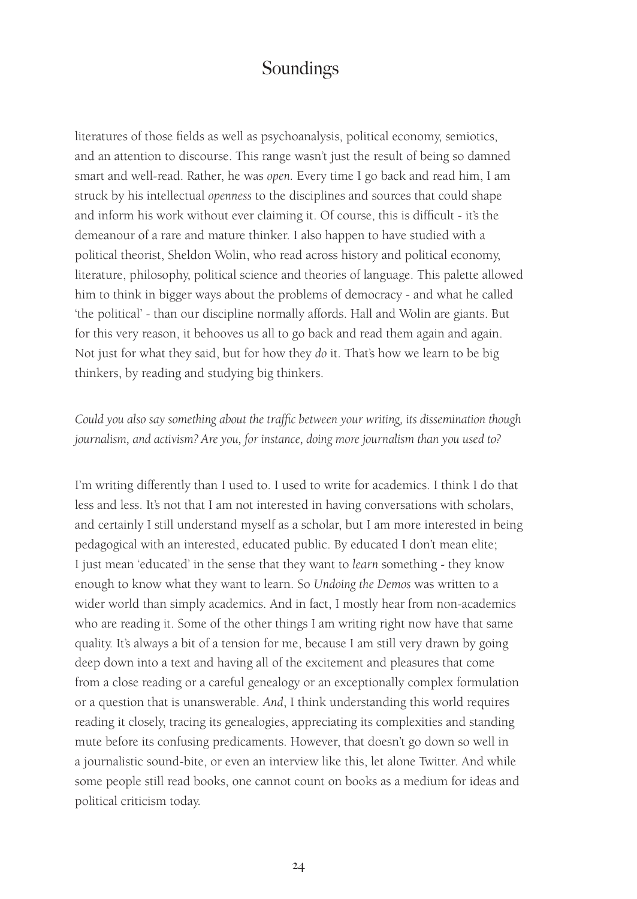literatures of those fields as well as psychoanalysis, political economy, semiotics, and an attention to discourse. This range wasn't just the result of being so damned smart and well-read. Rather, he was *open*. Every time I go back and read him, I am struck by his intellectual *openness* to the disciplines and sources that could shape and inform his work without ever claiming it. Of course, this is difficult - it's the demeanour of a rare and mature thinker. I also happen to have studied with a political theorist, Sheldon Wolin, who read across history and political economy, literature, philosophy, political science and theories of language. This palette allowed him to think in bigger ways about the problems of democracy - and what he called 'the political' - than our discipline normally affords. Hall and Wolin are giants. But for this very reason, it behooves us all to go back and read them again and again. Not just for what they said, but for how they *do* it. That's how we learn to be big thinkers, by reading and studying big thinkers.

*Could you also say something about the traffic between your writing, its dissemination though journalism, and activism? Are you, for instance, doing more journalism than you used to?*

I'm writing differently than I used to. I used to write for academics. I think I do that less and less. It's not that I am not interested in having conversations with scholars, and certainly I still understand myself as a scholar, but I am more interested in being pedagogical with an interested, educated public. By educated I don't mean elite; I just mean 'educated' in the sense that they want to *learn* something - they know enough to know what they want to learn. So *Undoing the Demos* was written to a wider world than simply academics. And in fact, I mostly hear from non-academics who are reading it. Some of the other things I am writing right now have that same quality. It's always a bit of a tension for me, because I am still very drawn by going deep down into a text and having all of the excitement and pleasures that come from a close reading or a careful genealogy or an exceptionally complex formulation or a question that is unanswerable. *And*, I think understanding this world requires reading it closely, tracing its genealogies, appreciating its complexities and standing mute before its confusing predicaments. However, that doesn't go down so well in a journalistic sound-bite, or even an interview like this, let alone Twitter. And while some people still read books, one cannot count on books as a medium for ideas and political criticism today.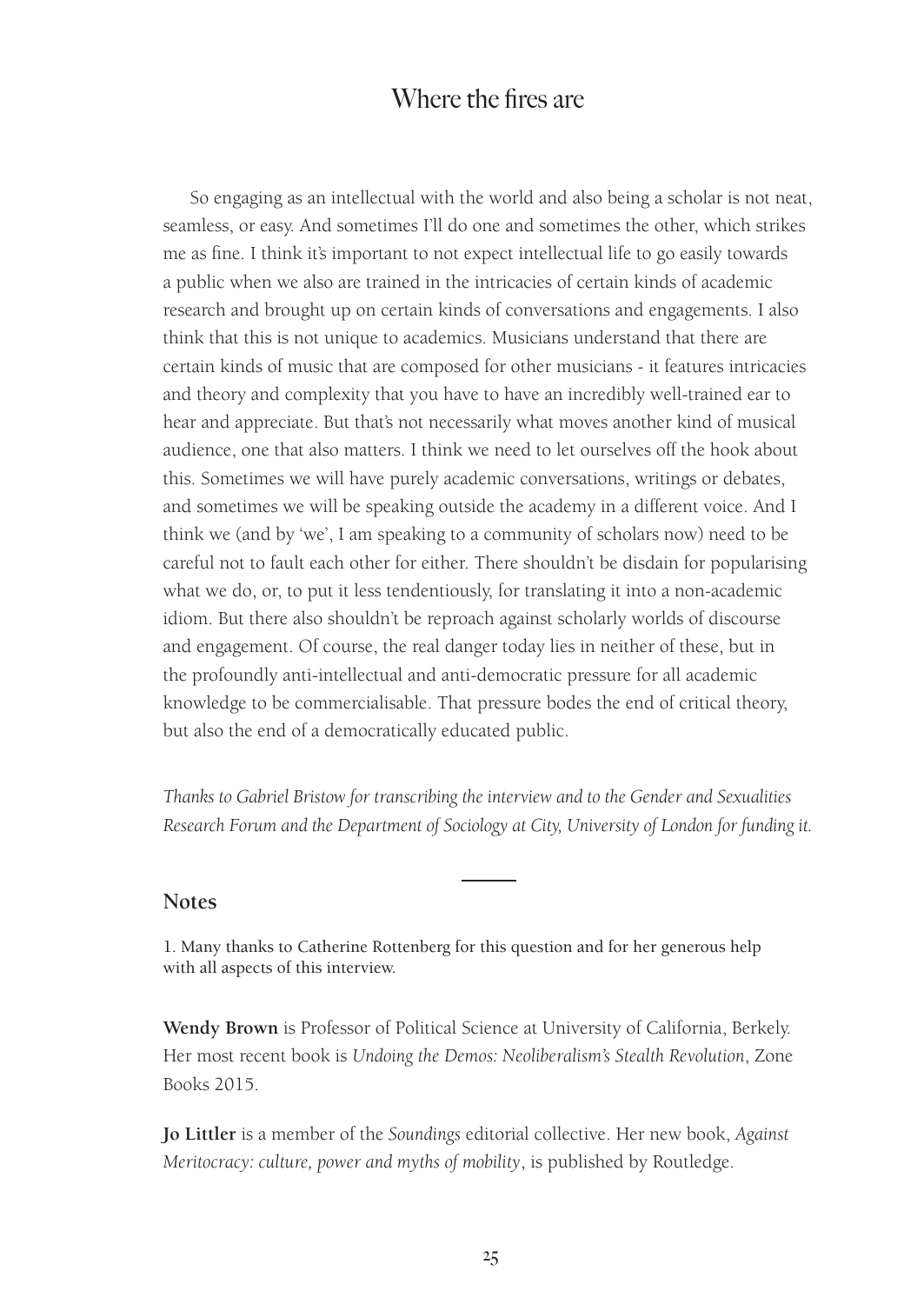So engaging as an intellectual with the world and also being a scholar is not neat, seamless, or easy. And sometimes I'll do one and sometimes the other, which strikes me as fine. I think it's important to not expect intellectual life to go easily towards a public when we also are trained in the intricacies of certain kinds of academic research and brought up on certain kinds of conversations and engagements. I also think that this is not unique to academics. Musicians understand that there are certain kinds of music that are composed for other musicians - it features intricacies and theory and complexity that you have to have an incredibly well-trained ear to hear and appreciate. But that's not necessarily what moves another kind of musical audience, one that also matters. I think we need to let ourselves off the hook about this. Sometimes we will have purely academic conversations, writings or debates, and sometimes we will be speaking outside the academy in a different voice. And I think we (and by 'we', I am speaking to a community of scholars now) need to be careful not to fault each other for either. There shouldn't be disdain for popularising what we do, or, to put it less tendentiously, for translating it into a non-academic idiom. But there also shouldn't be reproach against scholarly worlds of discourse and engagement. Of course, the real danger today lies in neither of these, but in the profoundly anti-intellectual and anti-democratic pressure for all academic knowledge to be commercialisable. That pressure bodes the end of critical theory, but also the end of a democratically educated public.

*Thanks to Gabriel Bristow for transcribing the interview and to the Gender and Sexualities Research Forum and the Department of Sociology at City, University of London for funding it.*

---

## Notes

1. Many thanks to Catherine Rottenberg for this question and for her generous help with all aspects of this interview.

**Wendy Brown** is Professor of Political Science at University of California, Berkely. Her most recent book is *Undoing the Demos: Neoliberalism's Stealth Revolution*, Zone Books 2015.

**Jo Littler** is a member of the *Soundings* editorial collective. Her new book, *Against Meritocracy: culture, power and myths of mobility*, is published by Routledge.